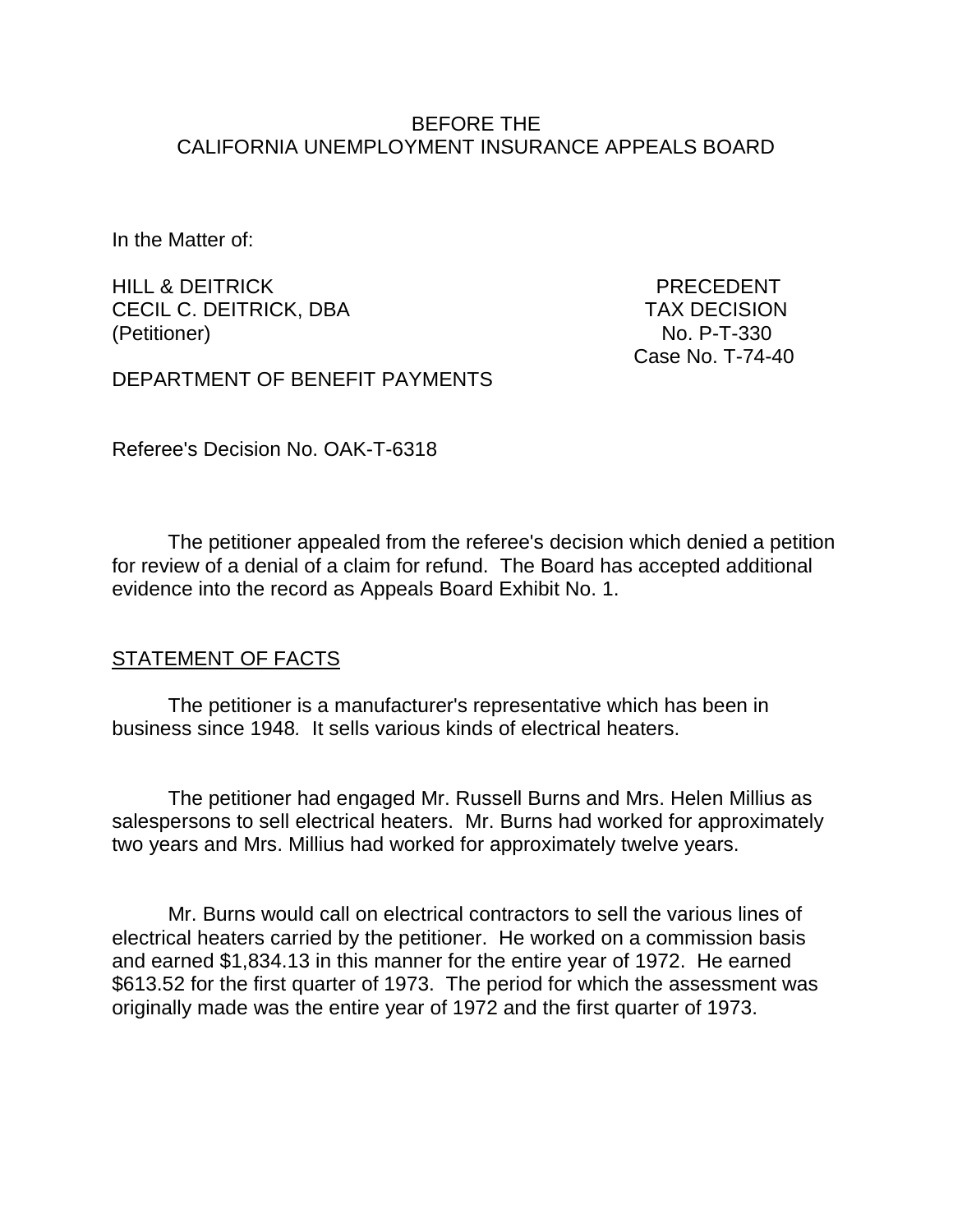BEFORE THE
CALIFORNIA UNEMPLOYMENT INSURANCE APPEALS BOARD

In the Matter of:

HILL & DEITRICK
CECIL C. DEITRICK, DBA
(Petitioner)

PRECEDENT
TAX DECISION
No. P-T-330
Case No. T-74-40

DEPARTMENT OF BENEFIT PAYMENTS

Referee's Decision No. OAK-T-6318

The petitioner appealed from the referee's decision which denied a petition for review of a denial of a claim for refund. The Board has accepted additional evidence into the record as Appeals Board Exhibit No. 1.

STATEMENT OF FACTS

The petitioner is a manufacturer's representative which has been in business since 1948. It sells various kinds of electrical heaters.

The petitioner had engaged Mr. Russell Burns and Mrs. Helen Millius as salespersons to sell electrical heaters. Mr. Burns had worked for approximately two years and Mrs. Millius had worked for approximately twelve years.

Mr. Burns would call on electrical contractors to sell the various lines of electrical heaters carried by the petitioner. He worked on a commission basis and earned $1,834.13 in this manner for the entire year of 1972. He earned $613.52 for the first quarter of 1973. The period for which the assessment was originally made was the entire year of 1972 and the first quarter of 1973.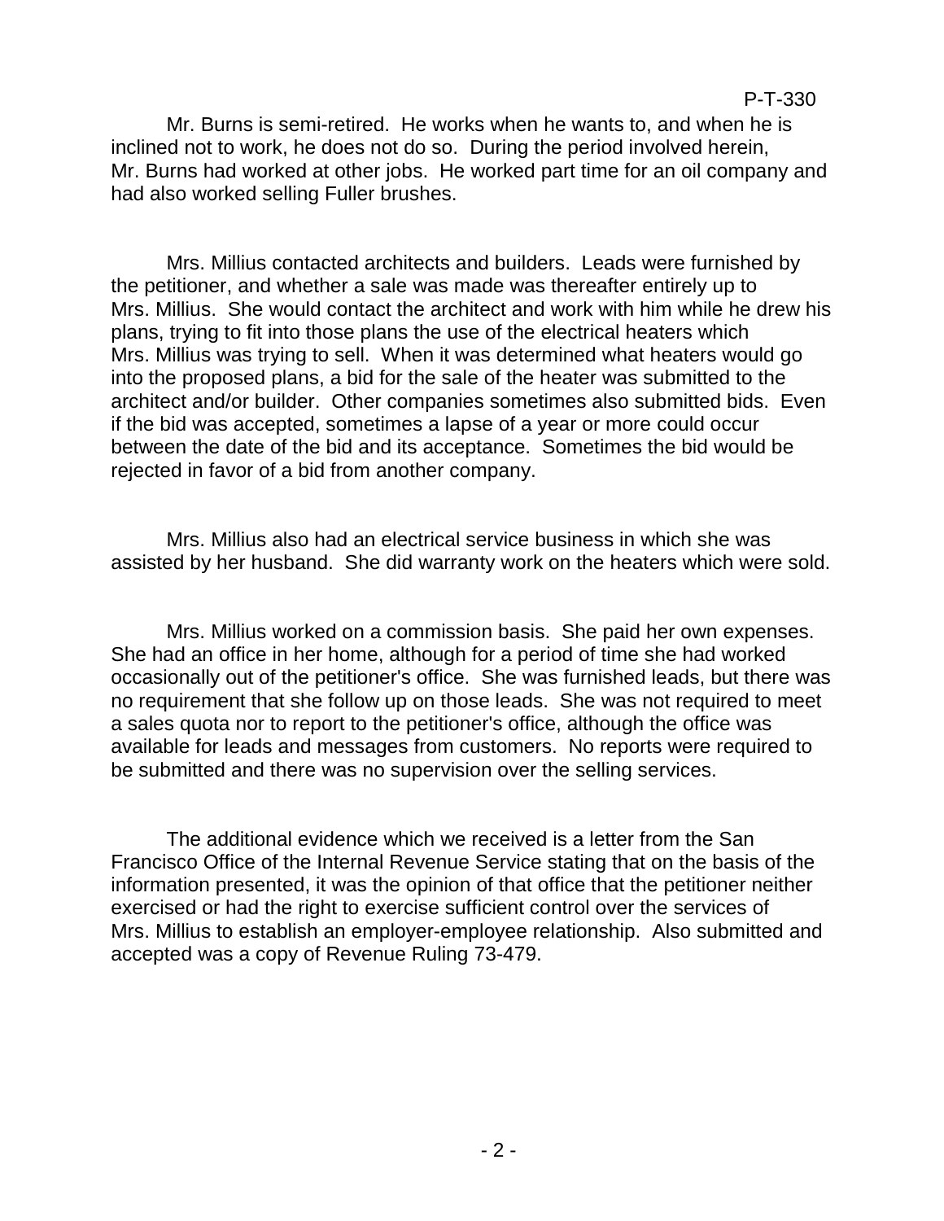Mr. Burns is semi-retired. He works when he wants to, and when he is inclined not to work, he does not do so. During the period involved herein, Mr. Burns had worked at other jobs. He worked part time for an oil company and had also worked selling Fuller brushes.

Mrs. Millius contacted architects and builders. Leads were furnished by the petitioner, and whether a sale was made was thereafter entirely up to Mrs. Millius. She would contact the architect and work with him while he drew his plans, trying to fit into those plans the use of the electrical heaters which Mrs. Millius was trying to sell. When it was determined what heaters would go into the proposed plans, a bid for the sale of the heater was submitted to the architect and/or builder. Other companies sometimes also submitted bids. Even if the bid was accepted, sometimes a lapse of a year or more could occur between the date of the bid and its acceptance. Sometimes the bid would be rejected in favor of a bid from another company.

Mrs. Millius also had an electrical service business in which she was assisted by her husband. She did warranty work on the heaters which were sold.

Mrs. Millius worked on a commission basis. She paid her own expenses. She had an office in her home, although for a period of time she had worked occasionally out of the petitioner's office. She was furnished leads, but there was no requirement that she follow up on those leads. She was not required to meet a sales quota nor to report to the petitioner's office, although the office was available for leads and messages from customers. No reports were required to be submitted and there was no supervision over the selling services.

The additional evidence which we received is a letter from the San Francisco Office of the Internal Revenue Service stating that on the basis of the information presented, it was the opinion of that office that the petitioner neither exercised or had the right to exercise sufficient control over the services of Mrs. Millius to establish an employer-employee relationship. Also submitted and accepted was a copy of Revenue Ruling 73-479.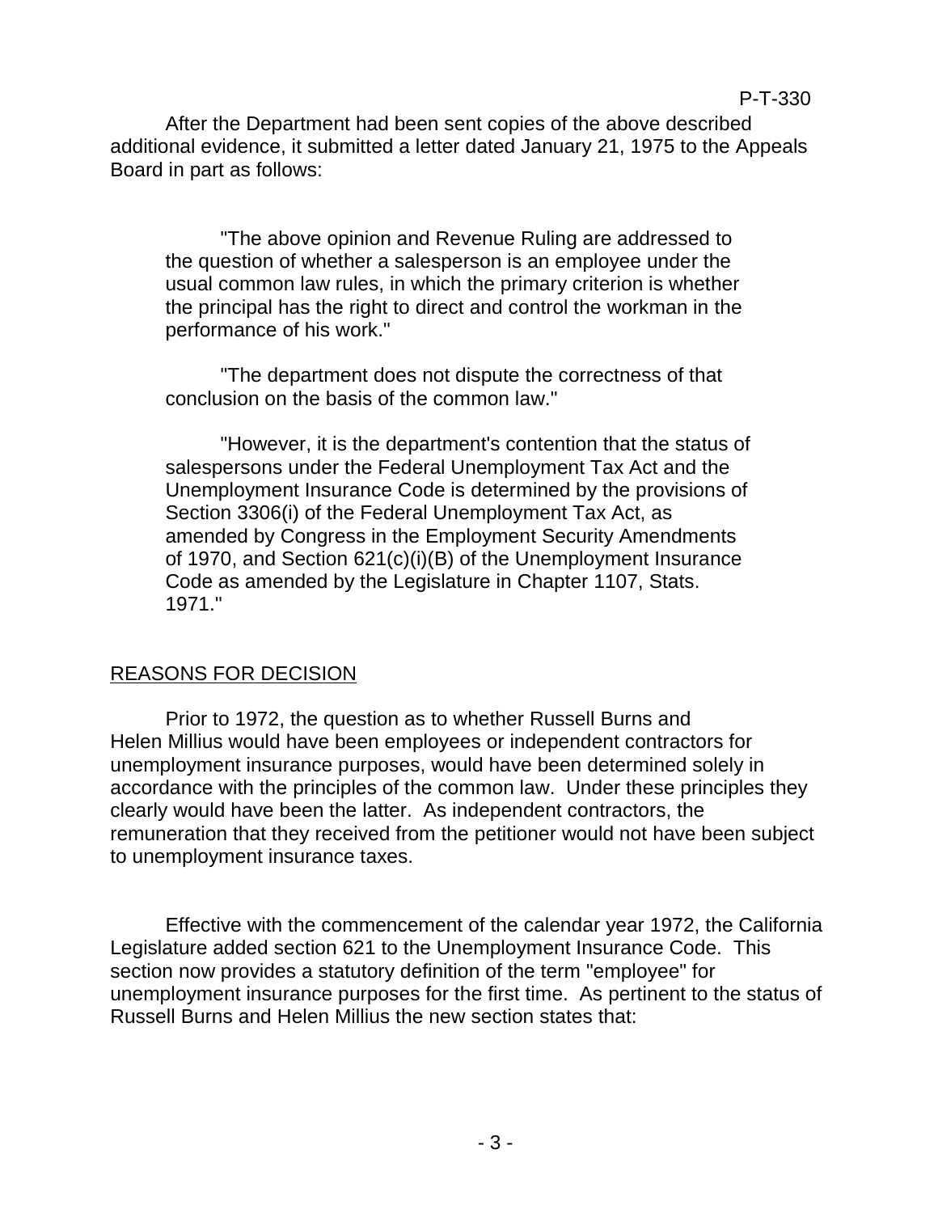After the Department had been sent copies of the above described additional evidence, it submitted a letter dated January 21, 1975 to the Appeals Board in part as follows:

> "The above opinion and Revenue Ruling are addressed to the question of whether a salesperson is an employee under the usual common law rules, in which the primary criterion is whether the principal has the right to direct and control the workman in the performance of his work."
>
> "The department does not dispute the correctness of that conclusion on the basis of the common law."
>
> "However, it is the department's contention that the status of salespersons under the Federal Unemployment Tax Act and the Unemployment Insurance Code is determined by the provisions of Section 3306(i) of the Federal Unemployment Tax Act, as amended by Congress in the Employment Security Amendments of 1970, and Section 621(c)(i)(B) of the Unemployment Insurance Code as amended by the Legislature in Chapter 1107, Stats. 1971."

## REASONS FOR DECISION

Prior to 1972, the question as to whether Russell Burns and Helen Millius would have been employees or independent contractors for unemployment insurance purposes, would have been determined solely in accordance with the principles of the common law. Under these principles they clearly would have been the latter. As independent contractors, the remuneration that they received from the petitioner would not have been subject to unemployment insurance taxes.

Effective with the commencement of the calendar year 1972, the California Legislature added section 621 to the Unemployment Insurance Code. This section now provides a statutory definition of the term "employee" for unemployment insurance purposes for the first time. As pertinent to the status of Russell Burns and Helen Millius the new section states that: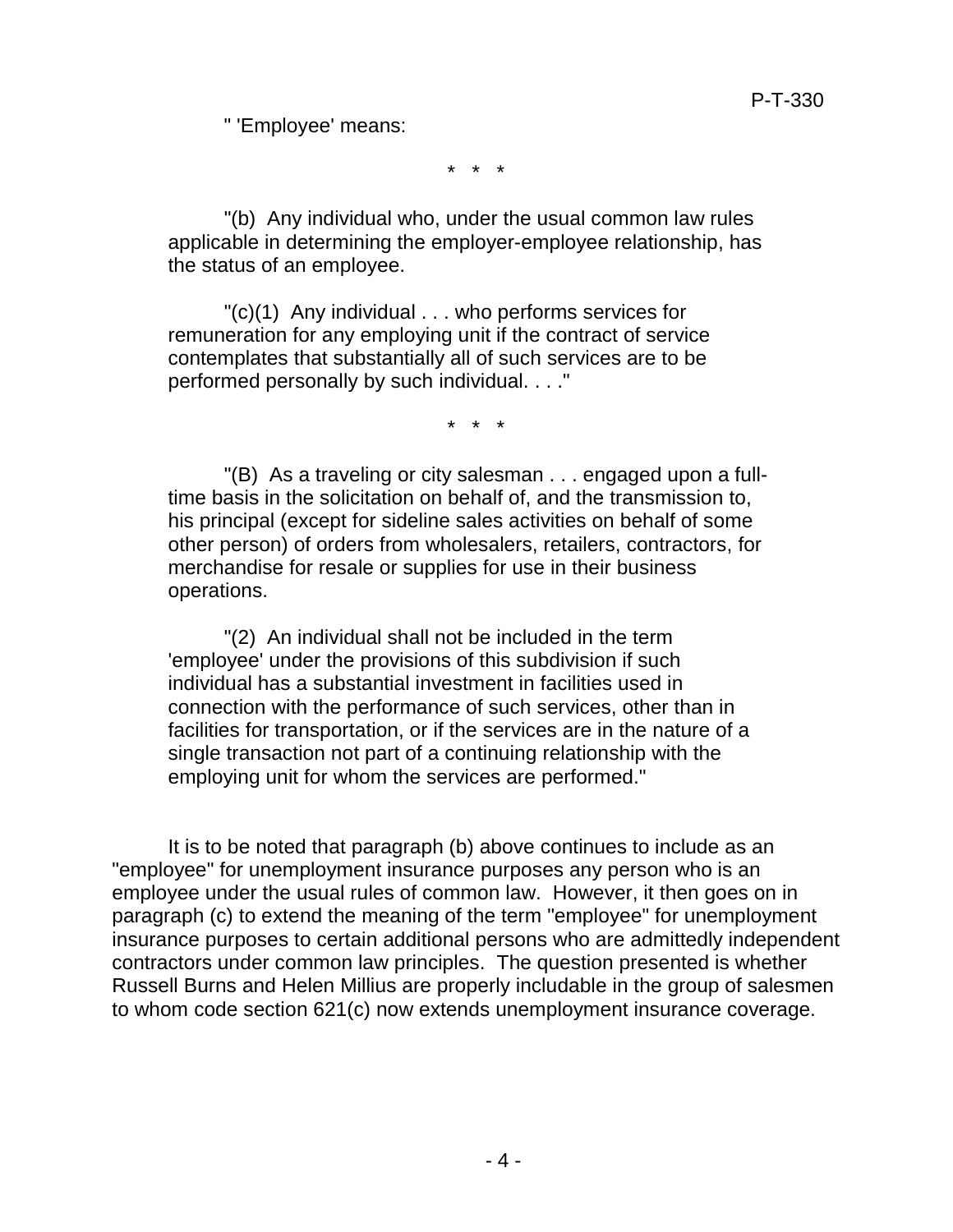" 'Employee' means:

\* \* \*

"(b) Any individual who, under the usual common law rules applicable in determining the employer-employee relationship, has the status of an employee.

"(c)(1) Any individual . . . who performs services for remuneration for any employing unit if the contract of service contemplates that substantially all of such services are to be performed personally by such individual. . . ."

\* \* \*

"(B) As a traveling or city salesman . . . engaged upon a full-time basis in the solicitation on behalf of, and the transmission to, his principal (except for sideline sales activities on behalf of some other person) of orders from wholesalers, retailers, contractors, for merchandise for resale or supplies for use in their business operations.

"(2) An individual shall not be included in the term 'employee' under the provisions of this subdivision if such individual has a substantial investment in facilities used in connection with the performance of such services, other than in facilities for transportation, or if the services are in the nature of a single transaction not part of a continuing relationship with the employing unit for whom the services are performed."

It is to be noted that paragraph (b) above continues to include as an "employee" for unemployment insurance purposes any person who is an employee under the usual rules of common law. However, it then goes on in paragraph (c) to extend the meaning of the term "employee" for unemployment insurance purposes to certain additional persons who are admittedly independent contractors under common law principles. The question presented is whether Russell Burns and Helen Millius are properly includable in the group of salesmen to whom code section 621(c) now extends unemployment insurance coverage.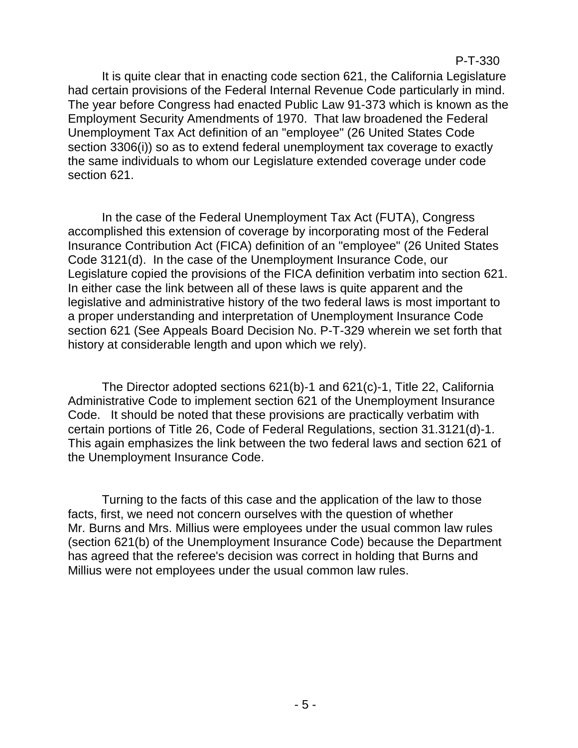It is quite clear that in enacting code section 621, the California Legislature had certain provisions of the Federal Internal Revenue Code particularly in mind. The year before Congress had enacted Public Law 91-373 which is known as the Employment Security Amendments of 1970. That law broadened the Federal Unemployment Tax Act definition of an "employee" (26 United States Code section 3306(i)) so as to extend federal unemployment tax coverage to exactly the same individuals to whom our Legislature extended coverage under code section 621.

In the case of the Federal Unemployment Tax Act (FUTA), Congress accomplished this extension of coverage by incorporating most of the Federal Insurance Contribution Act (FICA) definition of an "employee" (26 United States Code 3121(d). In the case of the Unemployment Insurance Code, our Legislature copied the provisions of the FICA definition verbatim into section 621. In either case the link between all of these laws is quite apparent and the legislative and administrative history of the two federal laws is most important to a proper understanding and interpretation of Unemployment Insurance Code section 621 (See Appeals Board Decision No. P-T-329 wherein we set forth that history at considerable length and upon which we rely).

The Director adopted sections 621(b)-1 and 621(c)-1, Title 22, California Administrative Code to implement section 621 of the Unemployment Insurance Code. It should be noted that these provisions are practically verbatim with certain portions of Title 26, Code of Federal Regulations, section 31.3121(d)-1. This again emphasizes the link between the two federal laws and section 621 of the Unemployment Insurance Code.

Turning to the facts of this case and the application of the law to those facts, first, we need not concern ourselves with the question of whether Mr. Burns and Mrs. Millius were employees under the usual common law rules (section 621(b) of the Unemployment Insurance Code) because the Department has agreed that the referee's decision was correct in holding that Burns and Millius were not employees under the usual common law rules.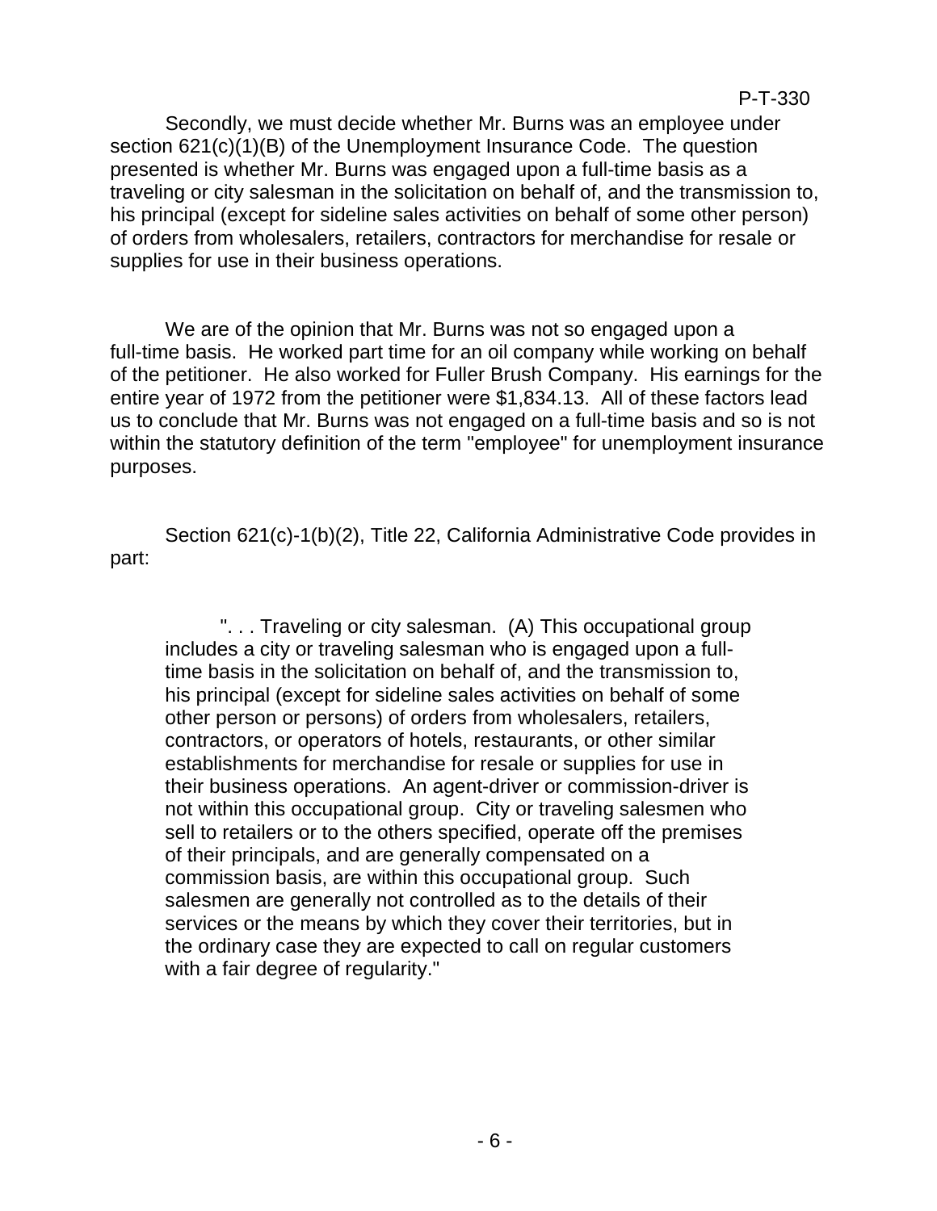Secondly, we must decide whether Mr. Burns was an employee under section 621(c)(1)(B) of the Unemployment Insurance Code. The question presented is whether Mr. Burns was engaged upon a full-time basis as a traveling or city salesman in the solicitation on behalf of, and the transmission to, his principal (except for sideline sales activities on behalf of some other person) of orders from wholesalers, retailers, contractors for merchandise for resale or supplies for use in their business operations.

We are of the opinion that Mr. Burns was not so engaged upon a full-time basis. He worked part time for an oil company while working on behalf of the petitioner. He also worked for Fuller Brush Company. His earnings for the entire year of 1972 from the petitioner were $1,834.13. All of these factors lead us to conclude that Mr. Burns was not engaged on a full-time basis and so is not within the statutory definition of the term "employee" for unemployment insurance purposes.

Section 621(c)-1(b)(2), Title 22, California Administrative Code provides in part:

> ". . . Traveling or city salesman. (A) This occupational group includes a city or traveling salesman who is engaged upon a full-time basis in the solicitation on behalf of, and the transmission to, his principal (except for sideline sales activities on behalf of some other person or persons) of orders from wholesalers, retailers, contractors, or operators of hotels, restaurants, or other similar establishments for merchandise for resale or supplies for use in their business operations. An agent-driver or commission-driver is not within this occupational group. City or traveling salesmen who sell to retailers or to the others specified, operate off the premises of their principals, and are generally compensated on a commission basis, are within this occupational group. Such salesmen are generally not controlled as to the details of their services or the means by which they cover their territories, but in the ordinary case they are expected to call on regular customers with a fair degree of regularity."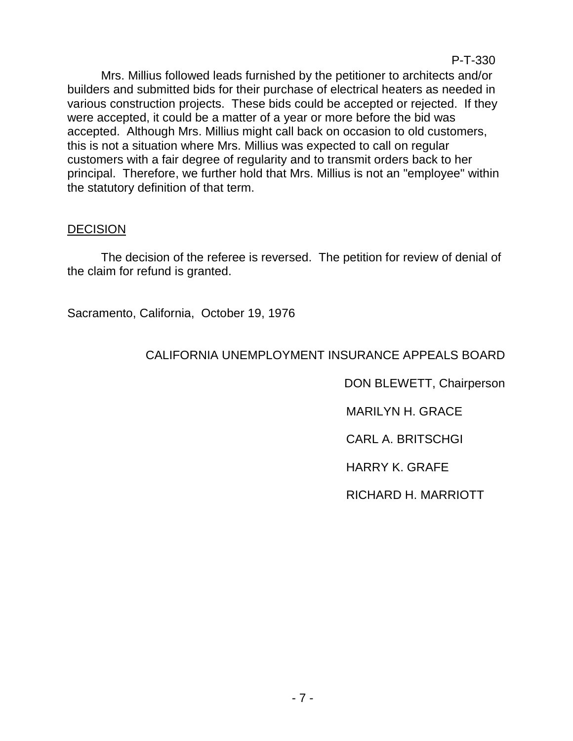Mrs. Millius followed leads furnished by the petitioner to architects and/or builders and submitted bids for their purchase of electrical heaters as needed in various construction projects. These bids could be accepted or rejected. If they were accepted, it could be a matter of a year or more before the bid was accepted. Although Mrs. Millius might call back on occasion to old customers, this is not a situation where Mrs. Millius was expected to call on regular customers with a fair degree of regularity and to transmit orders back to her principal. Therefore, we further hold that Mrs. Millius is not an "employee" within the statutory definition of that term.

## DECISION

The decision of the referee is reversed. The petition for review of denial of the claim for refund is granted.

Sacramento, California, October 19, 1976

CALIFORNIA UNEMPLOYMENT INSURANCE APPEALS BOARD

DON BLEWETT, Chairperson

MARILYN H. GRACE

CARL A. BRITSCHGI

HARRY K. GRAFE

RICHARD H. MARRIOTT